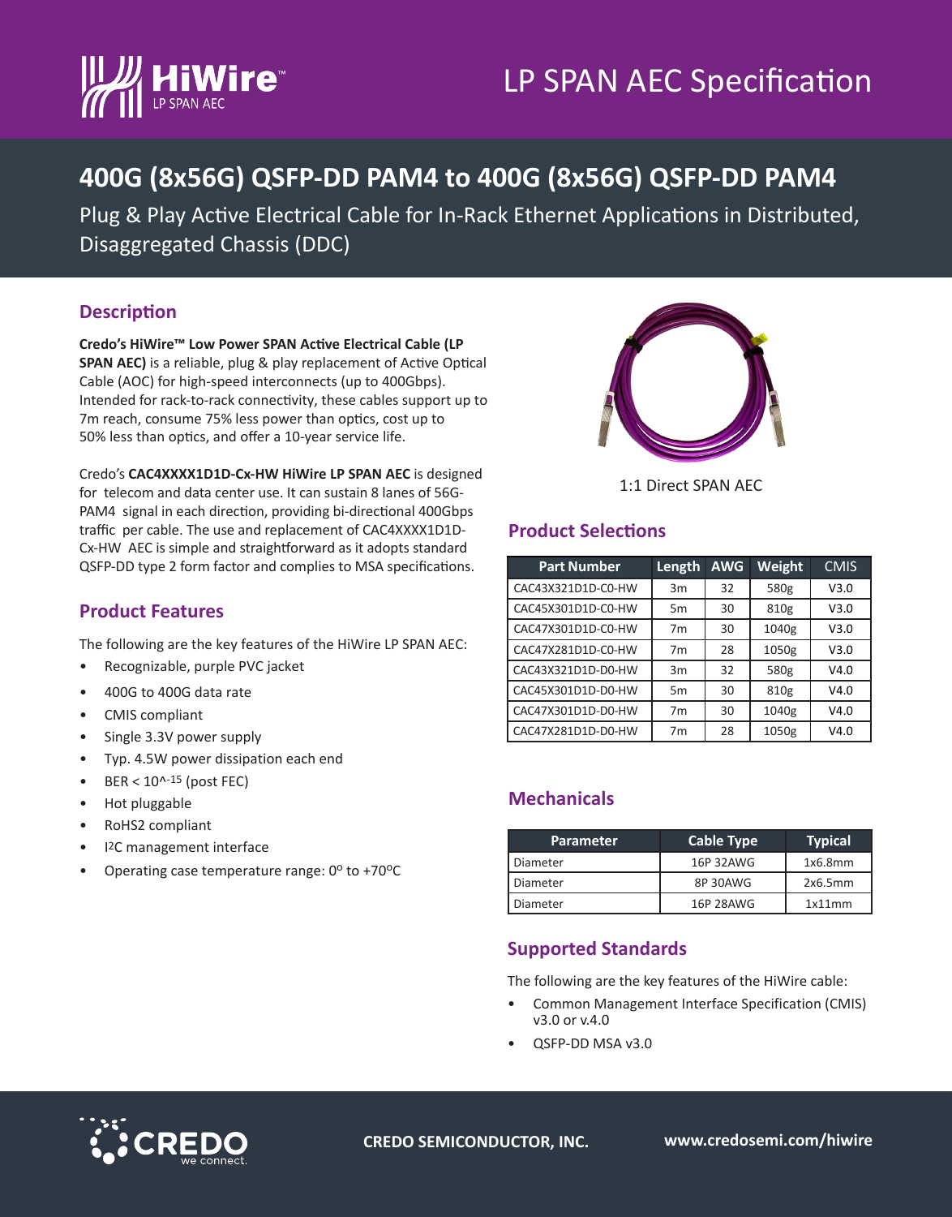# LP SPAN AEC Specification

## 400G (8x56G) QSFP-DD PAM4 to 400G (8x56G) QSFP-DD PAM4

Plug & Play Active Electrical Cable for In-Rack Ethernet Applications in Distributed, Disaggregated Chassis (DDC)

### Description

**Credo's HiWire™ Low Power SPAN Active Electrical Cable (LP SPAN AEC)** is a reliable, plug & play replacement of Active Optical Cable (AOC) for high-speed interconnects (up to 400Gbps). Intended for rack-to-rack connectivity, these cables support up to 7m reach, consume 75% less power than optics, cost up to 50% less than optics, and offer a 10-year service life.

Credo's **CAC4XXXX1D1D-Cx-HW HiWire LP SPAN AEC** is designed for telecom and data center use. It can sustain 8 lanes of 56G-PAM4 signal in each direction, providing bi-directional 400Gbps traffic per cable. The use and replacement of CAC4XXXX1D1D-Cx-HW AEC is simple and straightforward as it adopts standard QSFP-DD type 2 form factor and complies to MSA specifications.

### Product Features

The following are the key features of the HiWire LP SPAN AEC:

- Recognizable, purple PVC jacket
- 400G to 400G data rate
- CMIS compliant
- Single 3.3V power supply
- Typ. 4.5W power dissipation each end
- BER < 10^-15 (post FEC)
- Hot pluggable
- RoHS2 compliant
- I2C management interface
- Operating case temperature range: 0°C to +70°C

1:1 Direct SPAN AEC

### Product Selections

| Part Number | Length | AWG | Weight | CMIS |
|---|---|---|---|---|
| CAC43X321D1D-C0-HW | 3m | 32 | 580g | V3.0 |
| CAC45X301D1D-C0-HW | 5m | 30 | 810g | V3.0 |
| CAC47X301D1D-C0-HW | 7m | 30 | 1040g | V3.0 |
| CAC47X281D1D-C0-HW | 7m | 28 | 1050g | V3.0 |
| CAC43X321D1D-D0-HW | 3m | 32 | 580g | V4.0 |
| CAC45X301D1D-D0-HW | 5m | 30 | 810g | V4.0 |
| CAC47X301D1D-D0-HW | 7m | 30 | 1040g | V4.0 |
| CAC47X281D1D-D0-HW | 7m | 28 | 1050g | V4.0 |

### Mechanicals

| Parameter | Cable Type | Typical |
|---|---|---|
| Diameter | 16P 32AWG | 1x6.8mm |
| Diameter | 8P 30AWG | 2x6.5mm |
| Diameter | 16P 28AWG | 1x11mm |

### Supported Standards

The following are the key features of the HiWire cable:

- Common Management Interface Specification (CMIS) v3.0 or v.4.0
- QSFP-DD MSA v3.0

CREDO SEMICONDUCTOR, INC. www.credosemi.com/hiwire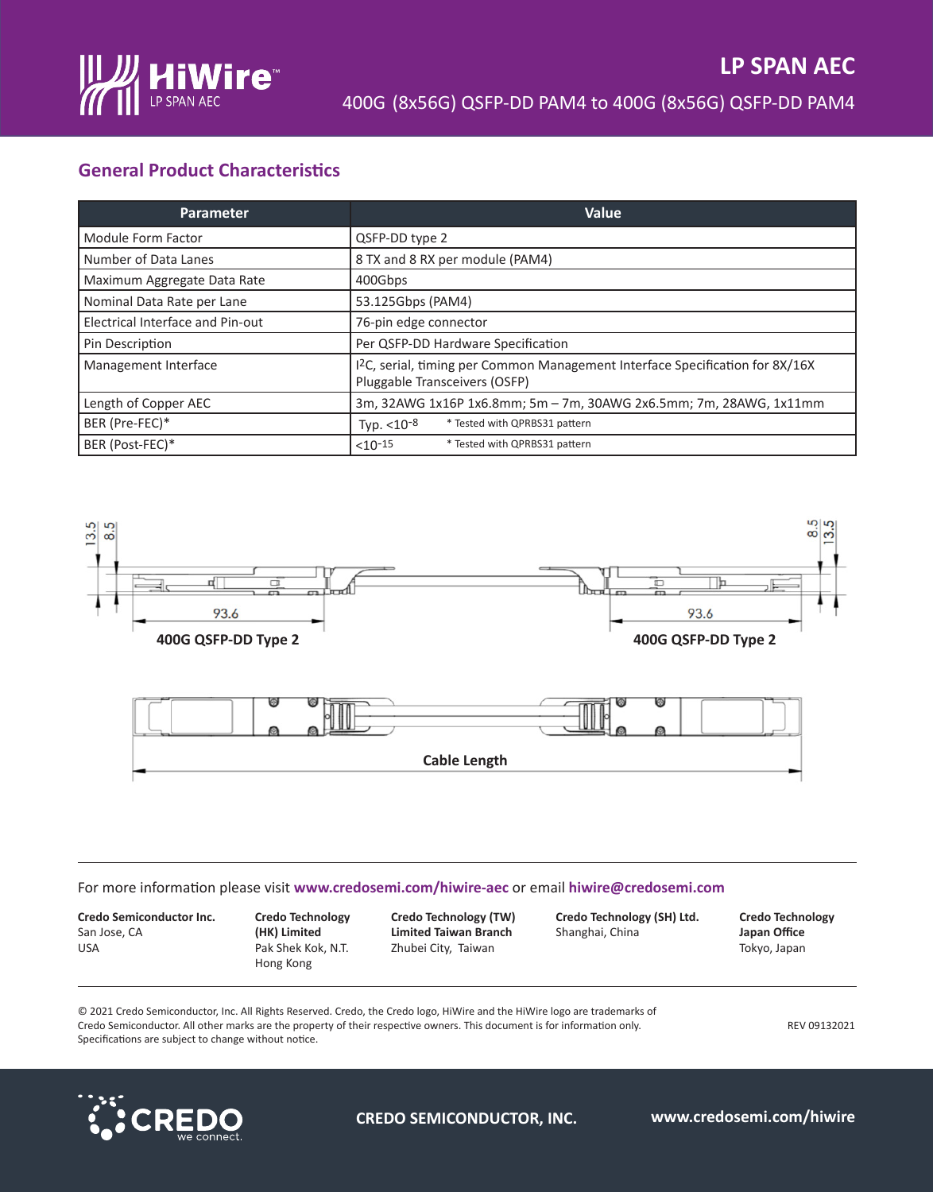# LP SPAN AEC

400G (8x56G) QSFP-DD PAM4 to 400G (8x56G) QSFP-DD PAM4

## General Product Characteristics

| Parameter | Value |
|---|---|
| Module Form Factor | QSFP-DD type 2 |
| Number of Data Lanes | 8 TX and 8 RX per module (PAM4) |
| Maximum Aggregate Data Rate | 400Gbps |
| Nominal Data Rate per Lane | 53.125Gbps (PAM4) |
| Electrical Interface and Pin-out | 76-pin edge connector |
| Pin Description | Per QSFP-DD Hardware Specification |
| Management Interface | $I^2C$, serial, timing per Common Management Interface Specification for 8X/16X Pluggable Transceivers (OSFP) |
| Length of Copper AEC | 3m, 32AWG 1x16P 1x6.8mm; 5m – 7m, 30AWG 2x6.5mm; 7m, 28AWG, 1x11mm |
| BER (Pre-FEC)* | Typ. $<10^{-8}$ * Tested with QPRBS31 pattern |
| BER (Post-FEC)* | $<10^{-15}$ * Tested with QPRBS31 pattern |

13.5
8.5
93.6
400G QSFP-DD Type 2

8.5
13.5
93.6
400G QSFP-DD Type 2

Cable Length

For more information please visit **www.credosemi.com/hiwire-aec** or email **hiwire@credosemi.com**

**Credo Semiconductor Inc.**
San Jose, CA
USA

**Credo Technology (HK) Limited**
Pak Shek Kok, N.T.
Hong Kong

**Credo Technology (TW) Limited Taiwan Branch**
Zhubei City, Taiwan

**Credo Technology (SH) Ltd.**
Shanghai, China

**Credo Technology Japan Office**
Tokyo, Japan

© 2021 Credo Semiconductor, Inc. All Rights Reserved. Credo, the Credo logo, HiWire and the HiWire logo are trademarks of Credo Semiconductor. All other marks are the property of their respective owners. This document is for information only. Specifications are subject to change without notice.

REV 09132021

**CREDO SEMICONDUCTOR, INC.**

**www.credosemi.com/hiwire**